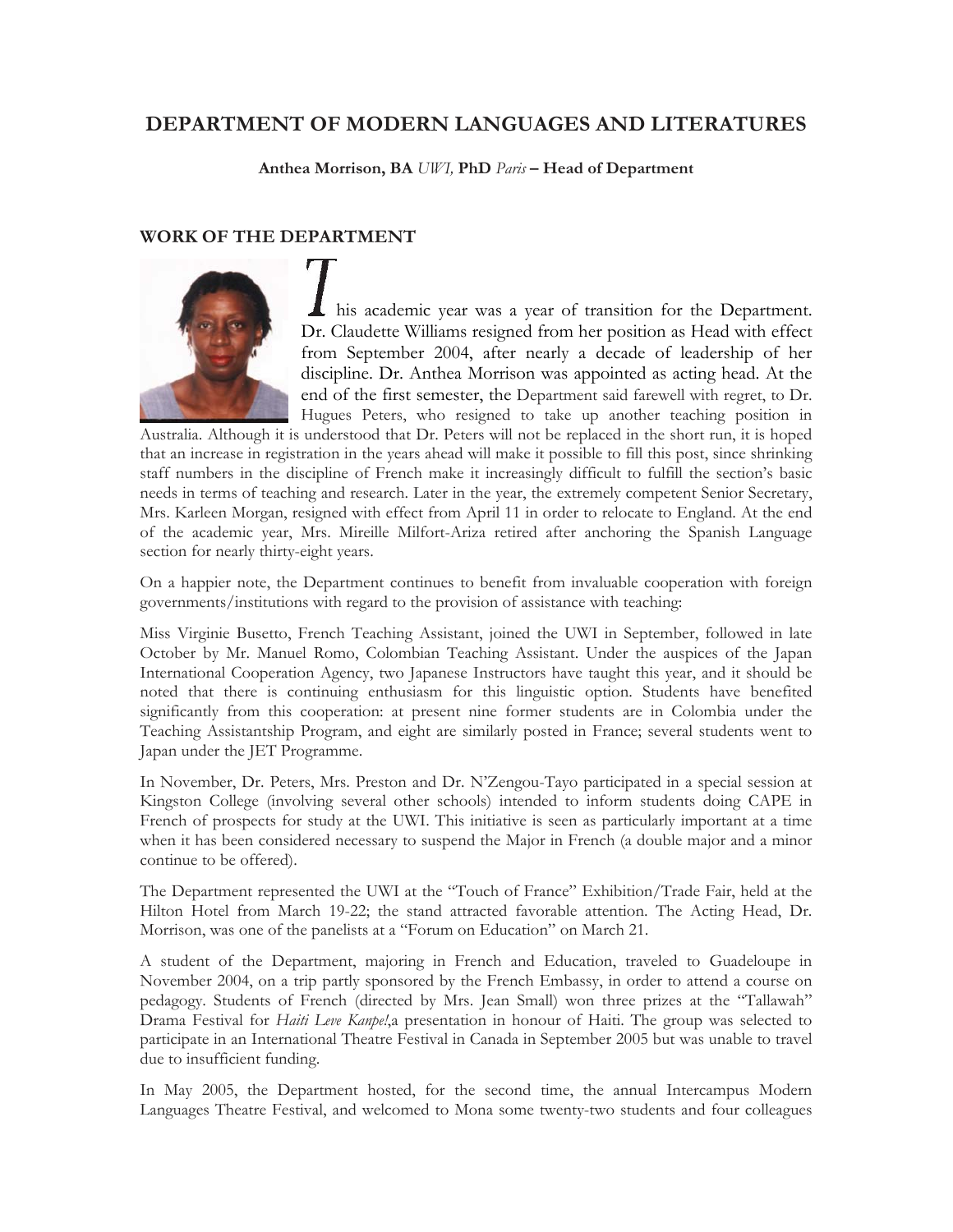# DEPARTMENT OF MODERN LANGUAGES AND LITERATURES

**Anthea Morrison, BA** *UWI,* **PhD** *Paris* **– Head of Department**

## WORK OF THE DEPARTMENT

This academic year was a year of transition for the Department. Dr. Claudette Williams resigned from her position as Head with effect from September 2004, after nearly a decade of leadership of her discipline. Dr. Anthea Morrison was appointed as acting head. At the end of the first semester, the Department said farewell with regret, to Dr. Hugues Peters, who resigned to take up another teaching position in Australia. Although it is understood that Dr. Peters will not be replaced in the short run, it is hoped that an increase in registration in the years ahead will make it possible to fill this post, since shrinking staff numbers in the discipline of French make it increasingly difficult to fulfill the section's basic needs in terms of teaching and research. Later in the year, the extremely competent Senior Secretary, Mrs. Karleen Morgan, resigned with effect from April 11 in order to relocate to England. At the end of the academic year, Mrs. Mireille Milfort-Ariza retired after anchoring the Spanish Language section for nearly thirty-eight years.

On a happier note, the Department continues to benefit from invaluable cooperation with foreign governments/institutions with regard to the provision of assistance with teaching:

Miss Virginie Busetto, French Teaching Assistant, joined the UWI in September, followed in late October by Mr. Manuel Romo, Colombian Teaching Assistant. Under the auspices of the Japan International Cooperation Agency, two Japanese Instructors have taught this year, and it should be noted that there is continuing enthusiasm for this linguistic option. Students have benefited significantly from this cooperation: at present nine former students are in Colombia under the Teaching Assistantship Program, and eight are similarly posted in France; several students went to Japan under the JET Programme.

In November, Dr. Peters, Mrs. Preston and Dr. N'Zengou-Tayo participated in a special session at Kingston College (involving several other schools) intended to inform students doing CAPE in French of prospects for study at the UWI. This initiative is seen as particularly important at a time when it has been considered necessary to suspend the Major in French (a double major and a minor continue to be offered).

The Department represented the UWI at the "Touch of France" Exhibition/Trade Fair, held at the Hilton Hotel from March 19-22; the stand attracted favorable attention. The Acting Head, Dr. Morrison, was one of the panelists at a "Forum on Education" on March 21.

A student of the Department, majoring in French and Education, traveled to Guadeloupe in November 2004, on a trip partly sponsored by the French Embassy, in order to attend a course on pedagogy. Students of French (directed by Mrs. Jean Small) won three prizes at the "Tallawah" Drama Festival for *Haiti Leve Kanpe!*,a presentation in honour of Haiti. The group was selected to participate in an International Theatre Festival in Canada in September 2005 but was unable to travel due to insufficient funding.

In May 2005, the Department hosted, for the second time, the annual Intercampus Modern Languages Theatre Festival, and welcomed to Mona some twenty-two students and four colleagues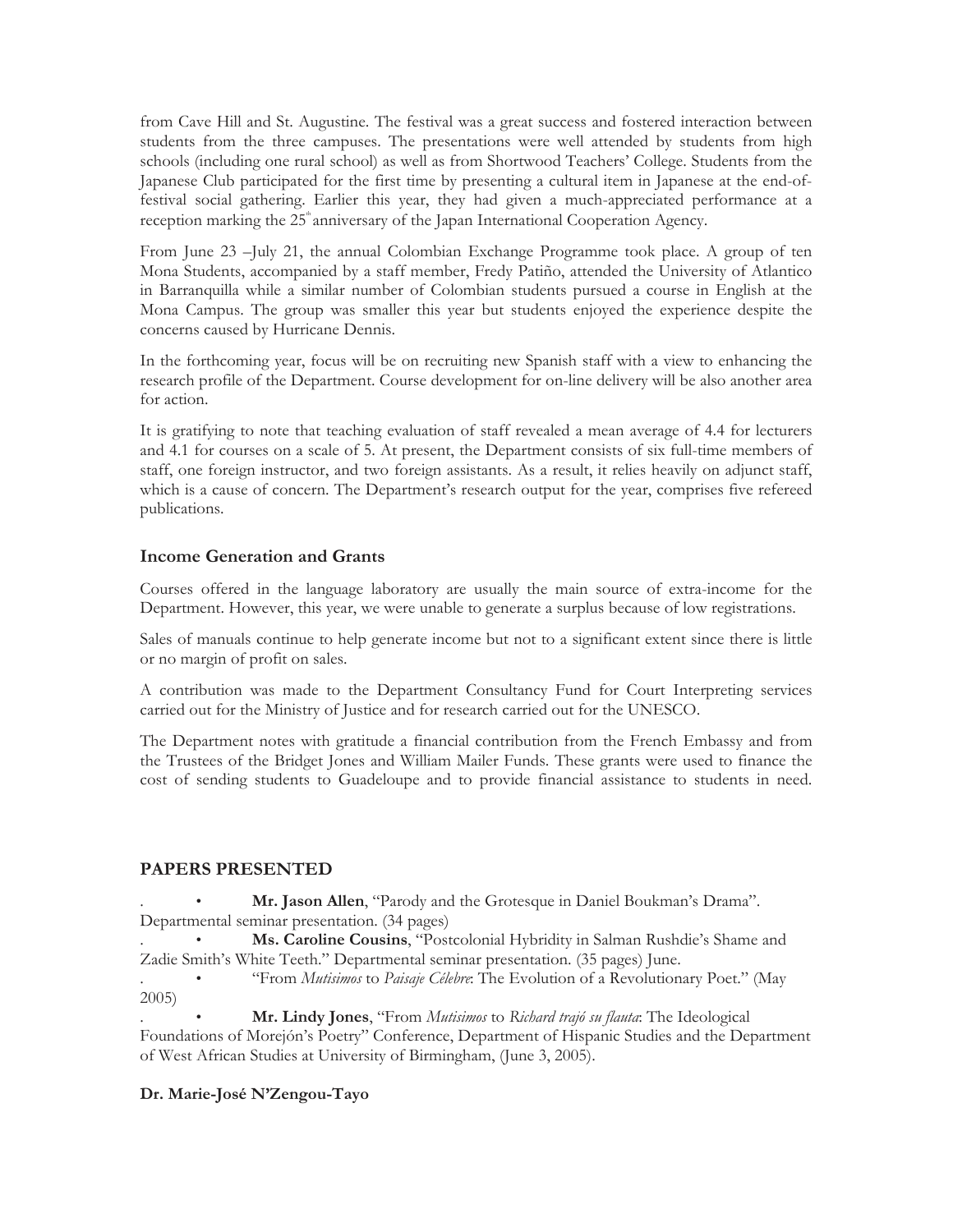from Cave Hill and St. Augustine. The festival was a great success and fostered interaction between students from the three campuses. The presentations were well attended by students from high schools (including one rural school) as well as from Shortwood Teachers' College. Students from the Japanese Club participated for the first time by presenting a cultural item in Japanese at the end-of-festival social gathering. Earlier this year, they had given a much-appreciated performance at a reception marking the 25th anniversary of the Japan International Cooperation Agency.

From June 23 –July 21, the annual Colombian Exchange Programme took place. A group of ten Mona Students, accompanied by a staff member, Fredy Patiño, attended the University of Atlantico in Barranquilla while a similar number of Colombian students pursued a course in English at the Mona Campus. The group was smaller this year but students enjoyed the experience despite the concerns caused by Hurricane Dennis.

In the forthcoming year, focus will be on recruiting new Spanish staff with a view to enhancing the research profile of the Department. Course development for on-line delivery will be also another area for action.

It is gratifying to note that teaching evaluation of staff revealed a mean average of 4.4 for lecturers and 4.1 for courses on a scale of 5. At present, the Department consists of six full-time members of staff, one foreign instructor, and two foreign assistants. As a result, it relies heavily on adjunct staff, which is a cause of concern. The Department's research output for the year, comprises five refereed publications.

### Income Generation and Grants

Courses offered in the language laboratory are usually the main source of extra-income for the Department. However, this year, we were unable to generate a surplus because of low registrations.

Sales of manuals continue to help generate income but not to a significant extent since there is little or no margin of profit on sales.

A contribution was made to the Department Consultancy Fund for Court Interpreting services carried out for the Ministry of Justice and for research carried out for the UNESCO.

The Department notes with gratitude a financial contribution from the French Embassy and from the Trustees of the Bridget Jones and William Mailer Funds. These grants were used to finance the cost of sending students to Guadeloupe and to provide financial assistance to students in need.

### PAPERS PRESENTED

- **Mr. Jason Allen**, "Parody and the Grotesque in Daniel Boukman's Drama". Departmental seminar presentation. (34 pages)
- **Ms. Caroline Cousins**, "Postcolonial Hybridity in Salman Rushdie's Shame and Zadie Smith's White Teeth." Departmental seminar presentation. (35 pages) June.
- "From *Mutisimos* to *Paisaje Célebre*: The Evolution of a Revolutionary Poet." (May 2005)
- **Mr. Lindy Jones**, "From *Mutisimos* to *Richard trajó su flauta*: The Ideological Foundations of Morejón's Poetry" Conference, Department of Hispanic Studies and the Department of West African Studies at University of Birmingham, (June 3, 2005).

**Dr. Marie-José N'Zengou-Tayo**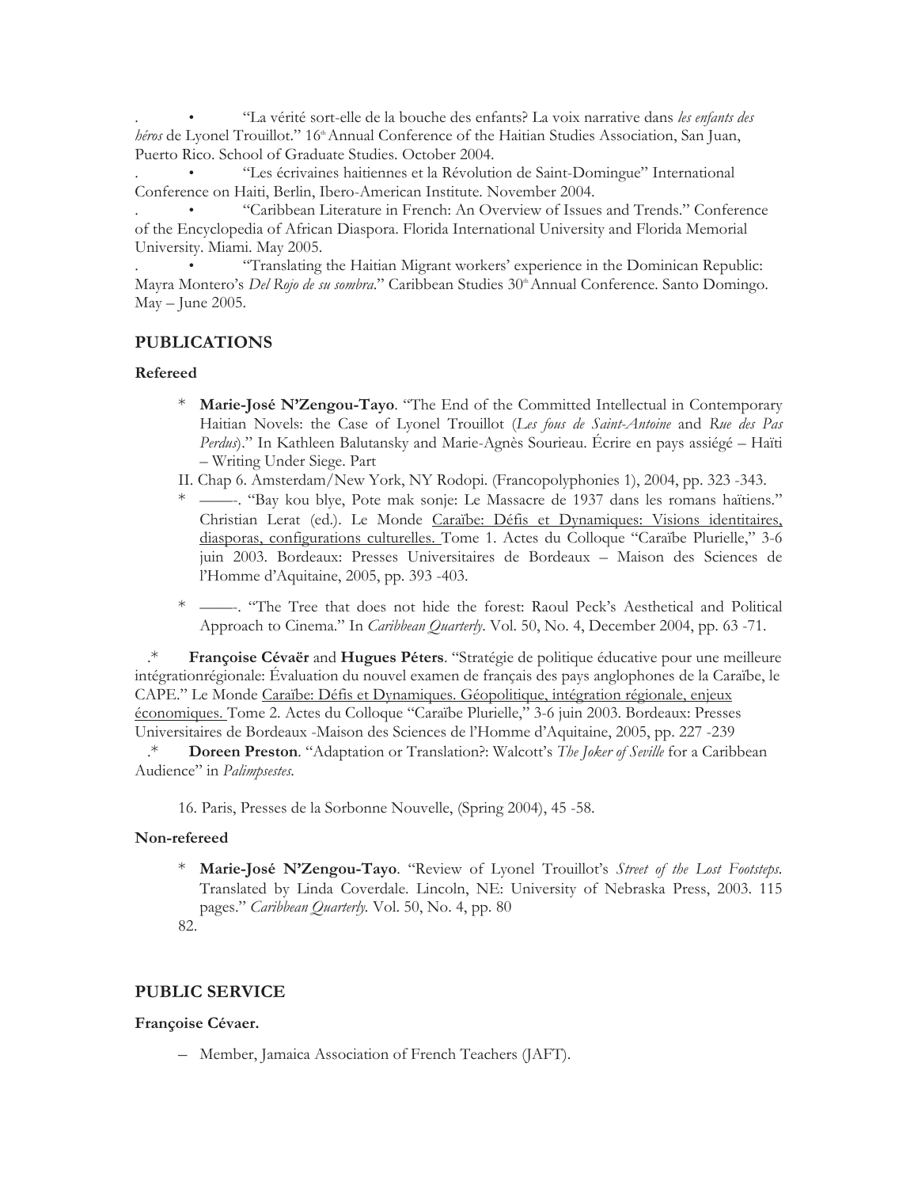- "La vérité sort-elle de la bouche des enfants? La voix narrative dans *les enfants des héros* de Lyonel Trouillot." 16th Annual Conference of the Haitian Studies Association, San Juan, Puerto Rico. School of Graduate Studies. October 2004.
- "Les écrivaines haitiennes et la Révolution de Saint-Domingue" International Conference on Haiti, Berlin, Ibero-American Institute. November 2004.
- "Caribbean Literature in French: An Overview of Issues and Trends." Conference of the Encyclopedia of African Diaspora. Florida International University and Florida Memorial University. Miami. May 2005.
- "Translating the Haitian Migrant workers' experience in the Dominican Republic: Mayra Montero's *Del Rojo de su sombra*." Caribbean Studies 30th Annual Conference. Santo Domingo. May – June 2005.

## PUBLICATIONS

### Refereed

- **Marie-José N'Zengou-Tayo**. "The End of the Committed Intellectual in Contemporary Haitian Novels: the Case of Lyonel Trouillot (*Les fous de Saint-Antoine* and *Rue des Pas Perdus*)." In Kathleen Balutansky and Marie-Agnès Sourieau. Écrire en pays assiégé – Haïti – Writing Under Siege. Part II. Chap 6. Amsterdam/New York, NY Rodopi. (Francopolyphonies 1), 2004, pp. 323 -343.
- ——-. "Bay kou blye, Pote mak sonje: Le Massacre de 1937 dans les romans haïtiens." Christian Lerat (ed.). Le Monde <u>Caraïbe: Défis et Dynamiques: Visions identitaires, diasporas, configurations culturelles.</u> Tome 1. Actes du Colloque "Caraïbe Plurielle," 3-6 juin 2003. Bordeaux: Presses Universitaires de Bordeaux – Maison des Sciences de l'Homme d'Aquitaine, 2005, pp. 393 -403.
- ——-. "The Tree that does not hide the forest: Raoul Peck's Aesthetical and Political Approach to Cinema." In *Caribbean Quarterly*. Vol. 50, No. 4, December 2004, pp. 63 -71.
- **Françoise Cévaër** and **Hugues Péters**. "Stratégie de politique éducative pour une meilleure intégrationrégionale: Évaluation du nouvel examen de français des pays anglophones de la Caraïbe, le CAPE." Le Monde <u>Caraïbe: Défis et Dynamiques. Géopolitique, intégration régionale, enjeux économiques.</u> Tome 2. Actes du Colloque "Caraïbe Plurielle," 3-6 juin 2003. Bordeaux: Presses Universitaires de Bordeaux -Maison des Sciences de l'Homme d'Aquitaine, 2005, pp. 227 -239
- **Doreen Preston**. "Adaptation or Translation?: Walcott's *The Joker of Seville* for a Caribbean Audience" in *Palimpsestes*. 16. Paris, Presses de la Sorbonne Nouvelle, (Spring 2004), 45 -58.

### Non-refereed

- **Marie-José N'Zengou-Tayo**. "Review of Lyonel Trouillot's *Street of the Lost Footsteps*. Translated by Linda Coverdale. Lincoln, NE: University of Nebraska Press, 2003. 115 pages." *Caribbean Quarterly*. Vol. 50, No. 4, pp. 80 82.

## PUBLIC SERVICE

### Françoise Cévaer.

- Member, Jamaica Association of French Teachers (JAFT).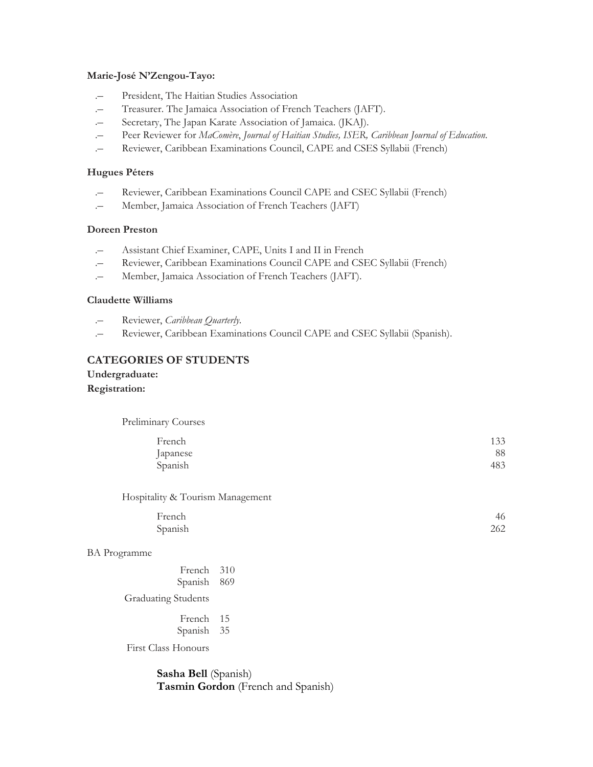**Marie-José N'Zengou-Tayo:**

- President, The Haitian Studies Association
- Treasurer. The Jamaica Association of French Teachers (JAFT).
- Secretary, The Japan Karate Association of Jamaica. (JKAJ).
- Peer Reviewer for *MaComère*, *Journal of Haitian Studies, ISER, Caribbean Journal of Education.*
- Reviewer, Caribbean Examinations Council, CAPE and CSES Syllabii (French)

**Hugues Péters**

- Reviewer, Caribbean Examinations Council CAPE and CSEC Syllabii (French)
- Member, Jamaica Association of French Teachers (JAFT)

**Doreen Preston**

- Assistant Chief Examiner, CAPE, Units I and II in French
- Reviewer, Caribbean Examinations Council CAPE and CSEC Syllabii (French)
- Member, Jamaica Association of French Teachers (JAFT).

**Claudette Williams**

- Reviewer, *Caribbean Quarterly.*
- Reviewer, Caribbean Examinations Council CAPE and CSEC Syllabii (Spanish).

## CATEGORIES OF STUDENTS

**Undergraduate:**

**Registration:**

Preliminary Courses

| | |
|---|---|
| French | 133 |
| Japanese | 88 |
| Spanish | 483 |

Hospitality & Tourism Management

| | |
|---|---|
| French | 46 |
| Spanish | 262 |

BA Programme

| | |
|---|---|
| French | 310 |
| Spanish | 869 |

Graduating Students

| | |
|---|---|
| French | 15 |
| Spanish | 35 |

First Class Honours

**Sasha Bell** (Spanish)
**Tasmin Gordon** (French and Spanish)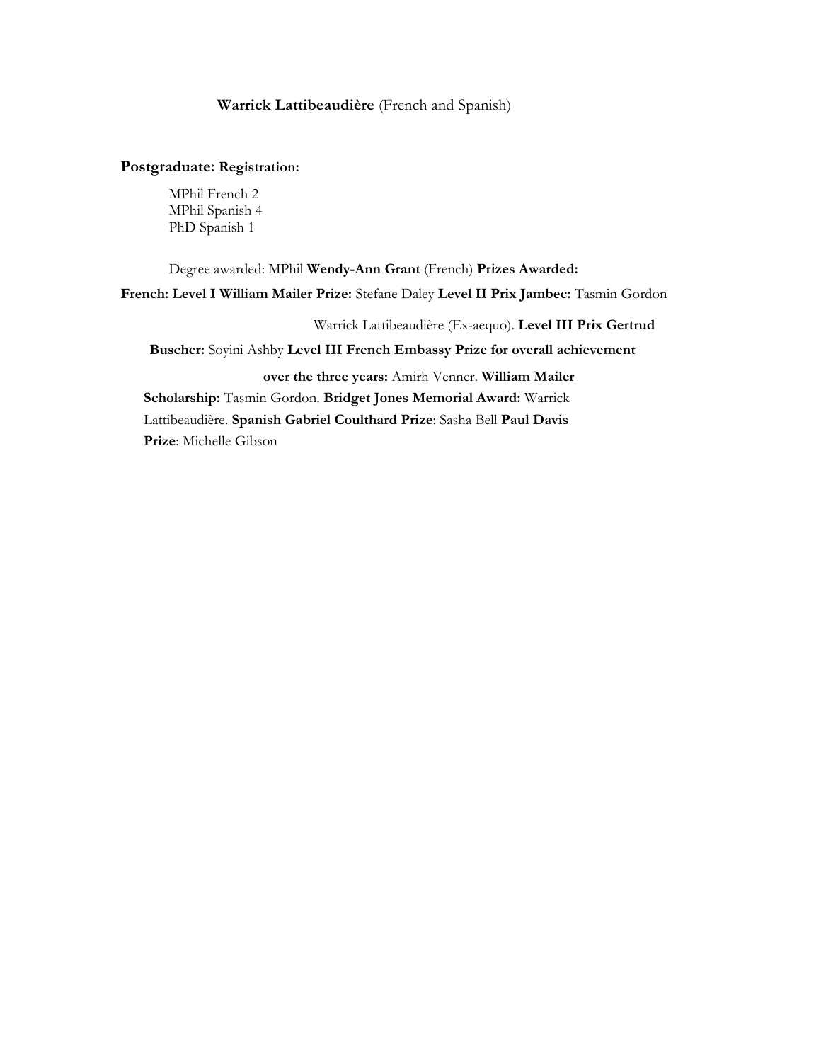**Warrick Lattibeaudière** (French and Spanish)

**Postgraduate: Registration:**

MPhil French 2
MPhil Spanish 4
PhD Spanish 1

Degree awarded: MPhil **Wendy-Ann Grant** (French) **Prizes Awarded:**

**French: Level I William Mailer Prize:** Stefane Daley **Level II Prix Jambec:** Tasmin Gordon Warrick Lattibeaudière (Ex-aequo). **Level III Prix Gertrud Buscher:** Soyini Ashby **Level III French Embassy Prize for overall achievement over the three years:** Amirh Venner. **William Mailer Scholarship:** Tasmin Gordon. **Bridget Jones Memorial Award:** Warrick Lattibeaudière. **Spanish Gabriel Coulthard Prize**: Sasha Bell **Paul Davis Prize**: Michelle Gibson